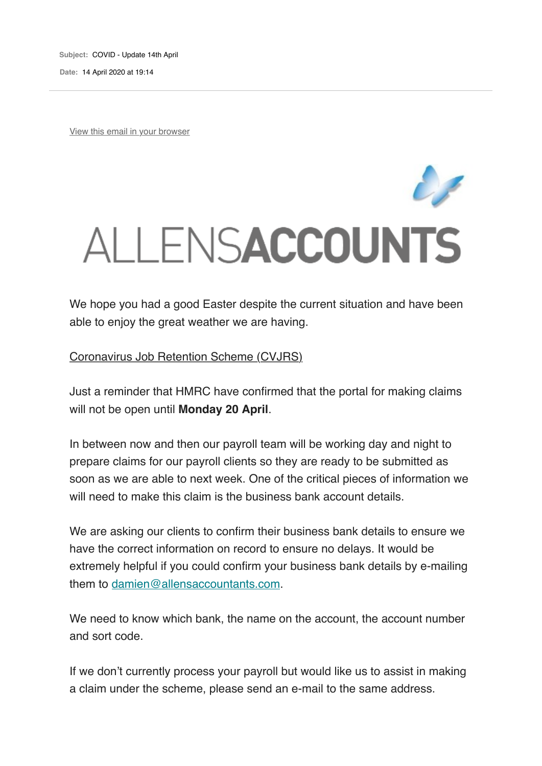**Subject:** COVID - Update 14th April

**Date:** 14 April 2020 at 19:14

View this email in your browser

# ALLENSACCOUNTS

We hope you had a good Easter despite the current situation and have been able to enjoy the great weather we are having.

Coronavirus Job Retention Scheme (CVJRS)

Just a reminder that HMRC have confirmed that the portal for making claims will not be open until **Monday 20 April**.

In between now and then our payroll team will be working day and night to prepare claims for our payroll clients so they are ready to be submitted as soon as we are able to next week. One of the critical pieces of information we will need to make this claim is the business bank account details.

We are asking our clients to confirm their business bank details to ensure we have the correct information on record to ensure no delays. It would be extremely helpful if you could confirm your business bank details by e-mailing them to damien@allensaccountants.com.

We need to know which bank, the name on the account, the account number and sort code.

If we don't currently process your payroll but would like us to assist in making a claim under the scheme, please send an e-mail to the same address.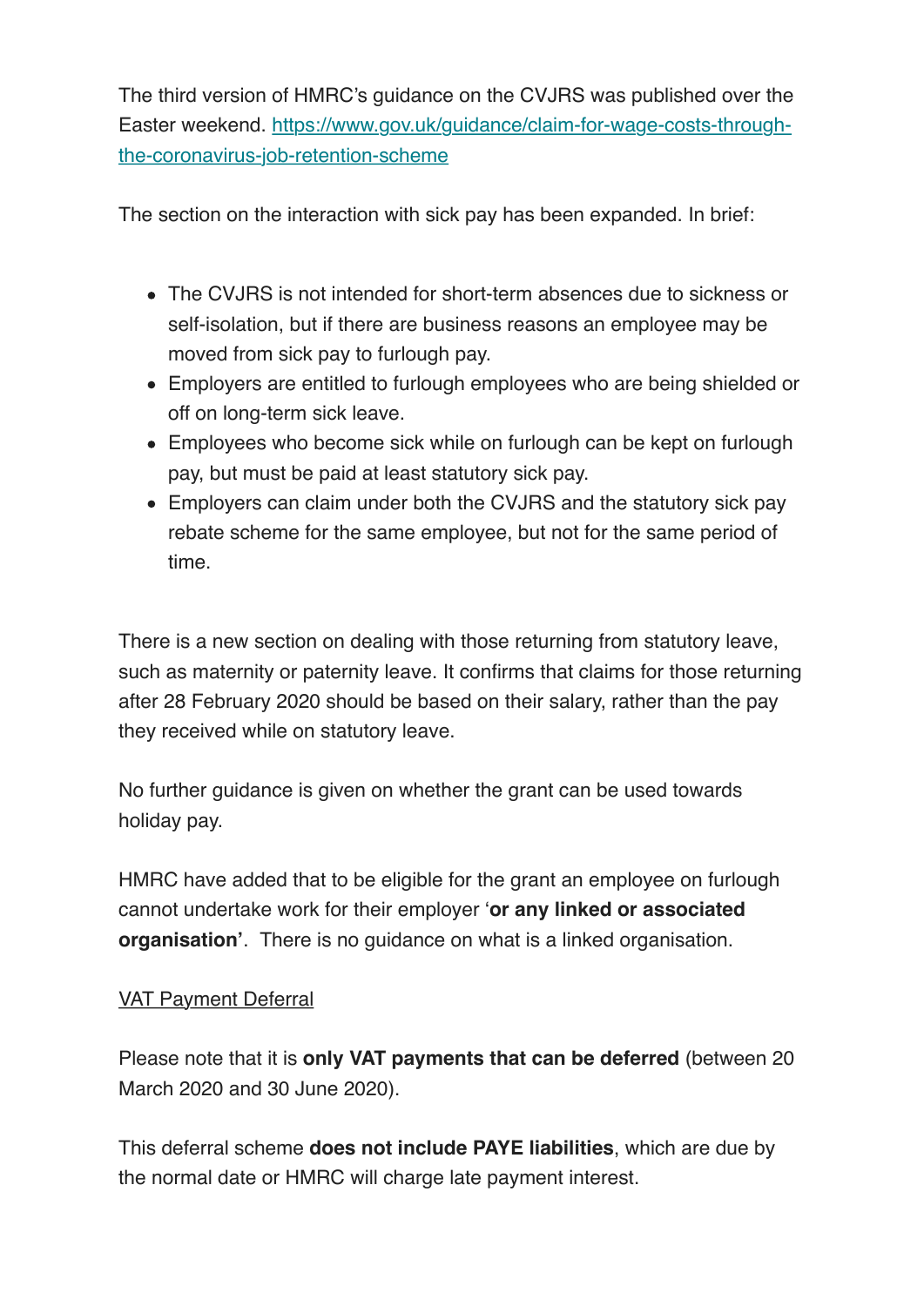The third version of HMRC's guidance on the CVJRS was published over the Easter weekend. [https://www.gov.uk/guidance/claim-for-wage-costs-through-the-coronavirus-job-retention-scheme](https://www.gov.uk/guidance/claim-for-wage-costs-through-the-coronavirus-job-retention-scheme)

The section on the interaction with sick pay has been expanded. In brief:

- The CVJRS is not intended for short-term absences due to sickness or self-isolation, but if there are business reasons an employee may be moved from sick pay to furlough pay.
- Employers are entitled to furlough employees who are being shielded or off on long-term sick leave.
- Employees who become sick while on furlough can be kept on furlough pay, but must be paid at least statutory sick pay.
- Employers can claim under both the CVJRS and the statutory sick pay rebate scheme for the same employee, but not for the same period of time.

There is a new section on dealing with those returning from statutory leave, such as maternity or paternity leave. It confirms that claims for those returning after 28 February 2020 should be based on their salary, rather than the pay they received while on statutory leave.

No further guidance is given on whether the grant can be used towards holiday pay.

HMRC have added that to be eligible for the grant an employee on furlough cannot undertake work for their employer '**or any linked or associated organisation'**. There is no guidance on what is a linked organisation.

<u>VAT Payment Deferral</u>

Please note that it is **only VAT payments that can be deferred** (between 20 March 2020 and 30 June 2020).

This deferral scheme **does not include PAYE liabilities**, which are due by the normal date or HMRC will charge late payment interest.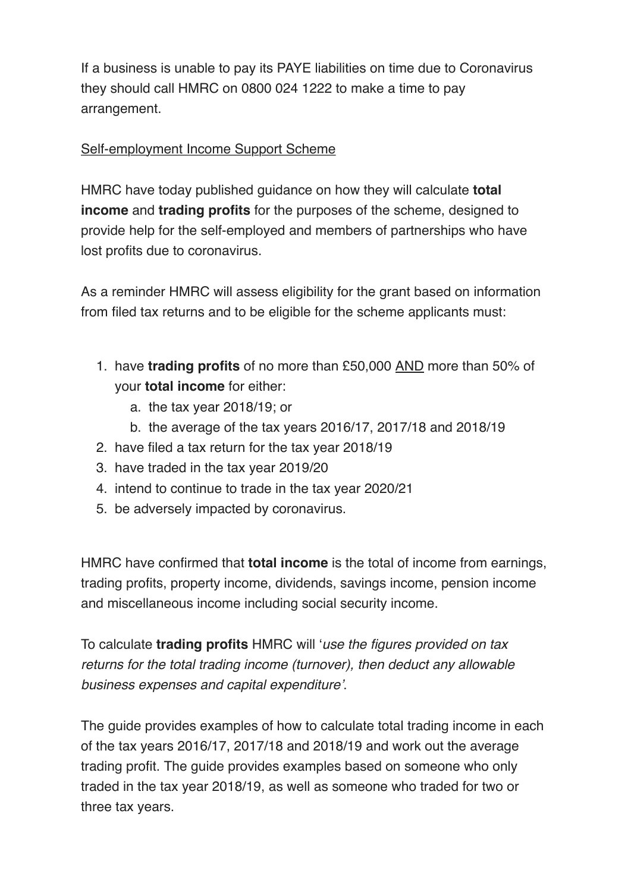If a business is unable to pay its PAYE liabilities on time due to Coronavirus they should call HMRC on 0800 024 1222 to make a time to pay arrangement.

<u>Self-employment Income Support Scheme</u>

HMRC have today published guidance on how they will calculate **total income** and **trading profits** for the purposes of the scheme, designed to provide help for the self-employed and members of partnerships who have lost profits due to coronavirus.

As a reminder HMRC will assess eligibility for the grant based on information from filed tax returns and to be eligible for the scheme applicants must:

1. have **trading profits** of no more than £50,000 <u>AND</u> more than 50% of your **total income** for either:
   a. the tax year 2018/19; or
   b. the average of the tax years 2016/17, 2017/18 and 2018/19
2. have filed a tax return for the tax year 2018/19
3. have traded in the tax year 2019/20
4. intend to continue to trade in the tax year 2020/21
5. be adversely impacted by coronavirus.

HMRC have confirmed that **total income** is the total of income from earnings, trading profits, property income, dividends, savings income, pension income and miscellaneous income including social security income.

To calculate **trading profits** HMRC will '*use the figures provided on tax returns for the total trading income (turnover), then deduct any allowable business expenses and capital expenditure'*.

The guide provides examples of how to calculate total trading income in each of the tax years 2016/17, 2017/18 and 2018/19 and work out the average trading profit. The guide provides examples based on someone who only traded in the tax year 2018/19, as well as someone who traded for two or three tax years.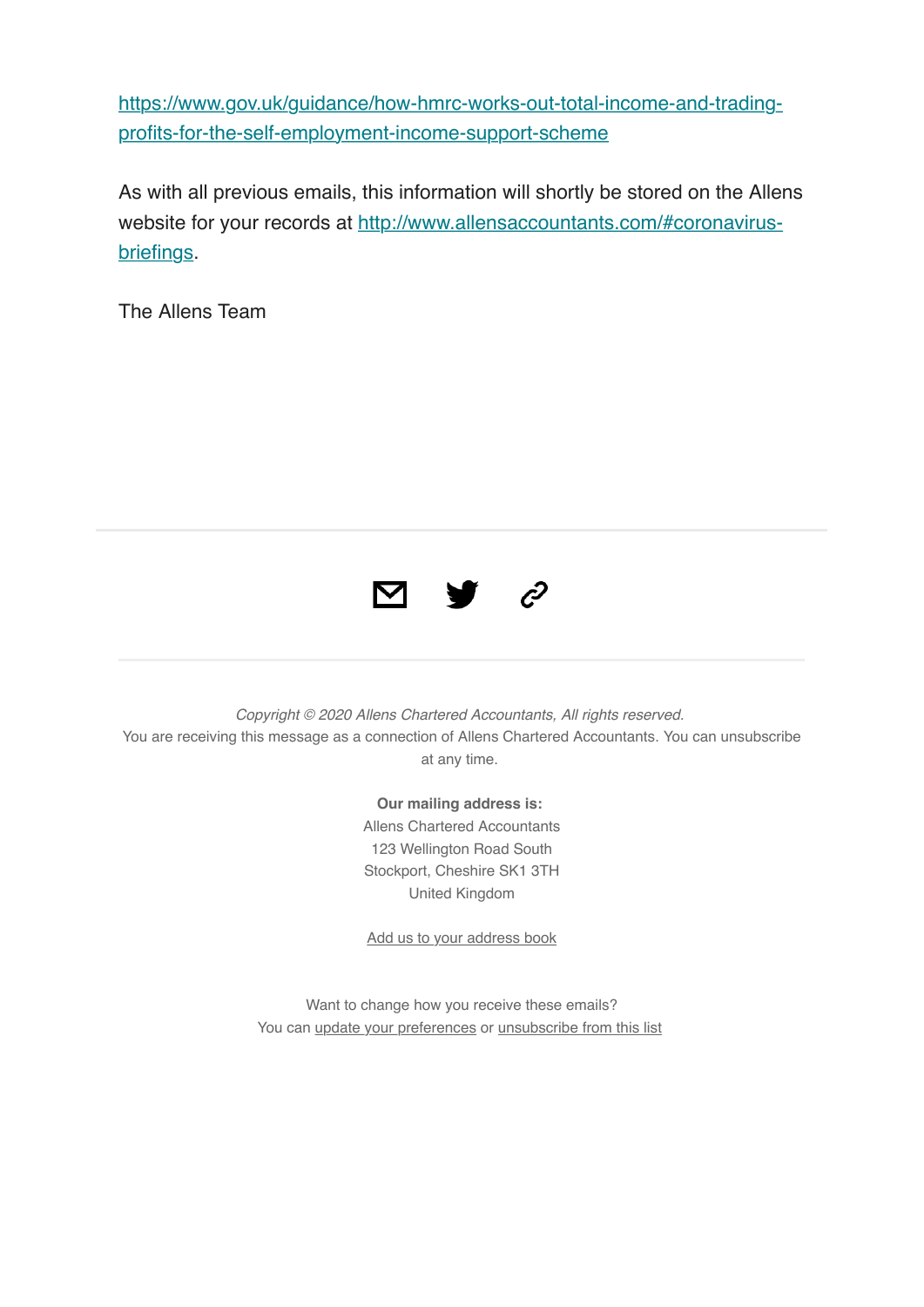https://www.gov.uk/guidance/how-hmrc-works-out-total-income-and-trading-profits-for-the-self-employment-income-support-scheme

As with all previous emails, this information will shortly be stored on the Allens website for your records at http://www.allensaccountants.com/#coronavirus-briefings.

The Allens Team

---

*Copyright © 2020 Allens Chartered Accountants, All rights reserved.*
You are receiving this message as a connection of Allens Chartered Accountants. You can unsubscribe at any time.

**Our mailing address is:**
Allens Chartered Accountants
123 Wellington Road South
Stockport, Cheshire SK1 3TH
United Kingdom

Add us to your address book

Want to change how you receive these emails?
You can update your preferences or unsubscribe from this list